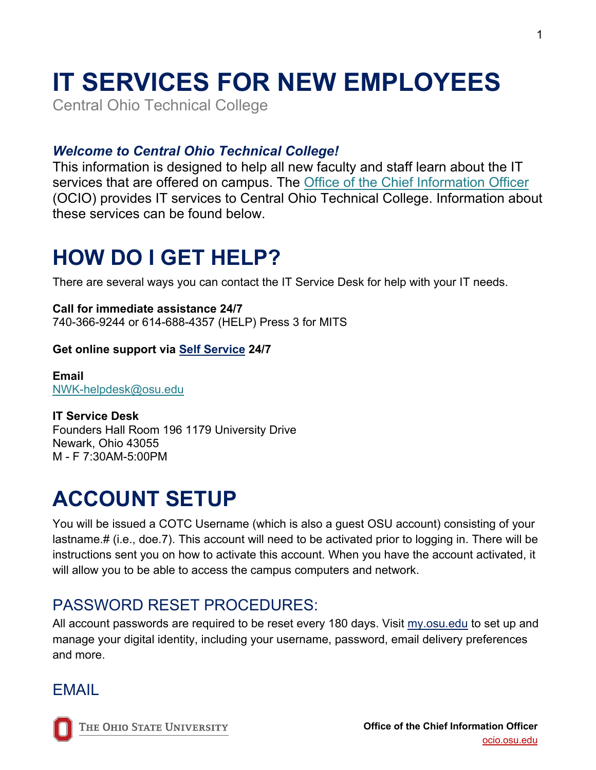# IT SERVICES FOR NEW EMPLOYEES

Central Ohio Technical College

***Welcome to Central Ohio Technical College!***

This information is designed to help all new faculty and staff learn about the IT services that are offered on campus. The [Office of the Chief Information Officer](https://ocio.osu.edu) (OCIO) provides IT services to Central Ohio Technical College. Information about these services can be found below.

# HOW DO I GET HELP?

There are several ways you can contact the IT Service Desk for help with your IT needs.

**Call for immediate assistance 24/7**
740-366-9244 or 614-688-4357 (HELP) Press 3 for MITS

**Get online support via [Self Service](#) 24/7**

**Email**
[NWK-helpdesk@osu.edu](mailto:NWK-helpdesk@osu.edu)

**IT Service Desk**
Founders Hall Room 196 1179 University Drive
Newark, Ohio 43055
M - F 7:30AM-5:00PM

# ACCOUNT SETUP

You will be issued a COTC Username (which is also a guest OSU account) consisting of your lastname.# (i.e., doe.7). This account will need to be activated prior to logging in. There will be instructions sent you on how to activate this account. When you have the account activated, it will allow you to be able to access the campus computers and network.

## PASSWORD RESET PROCEDURES:

All account passwords are required to be reset every 180 days. Visit [my.osu.edu](https://my.osu.edu) to set up and manage your digital identity, including your username, password, email delivery preferences and more.

## EMAIL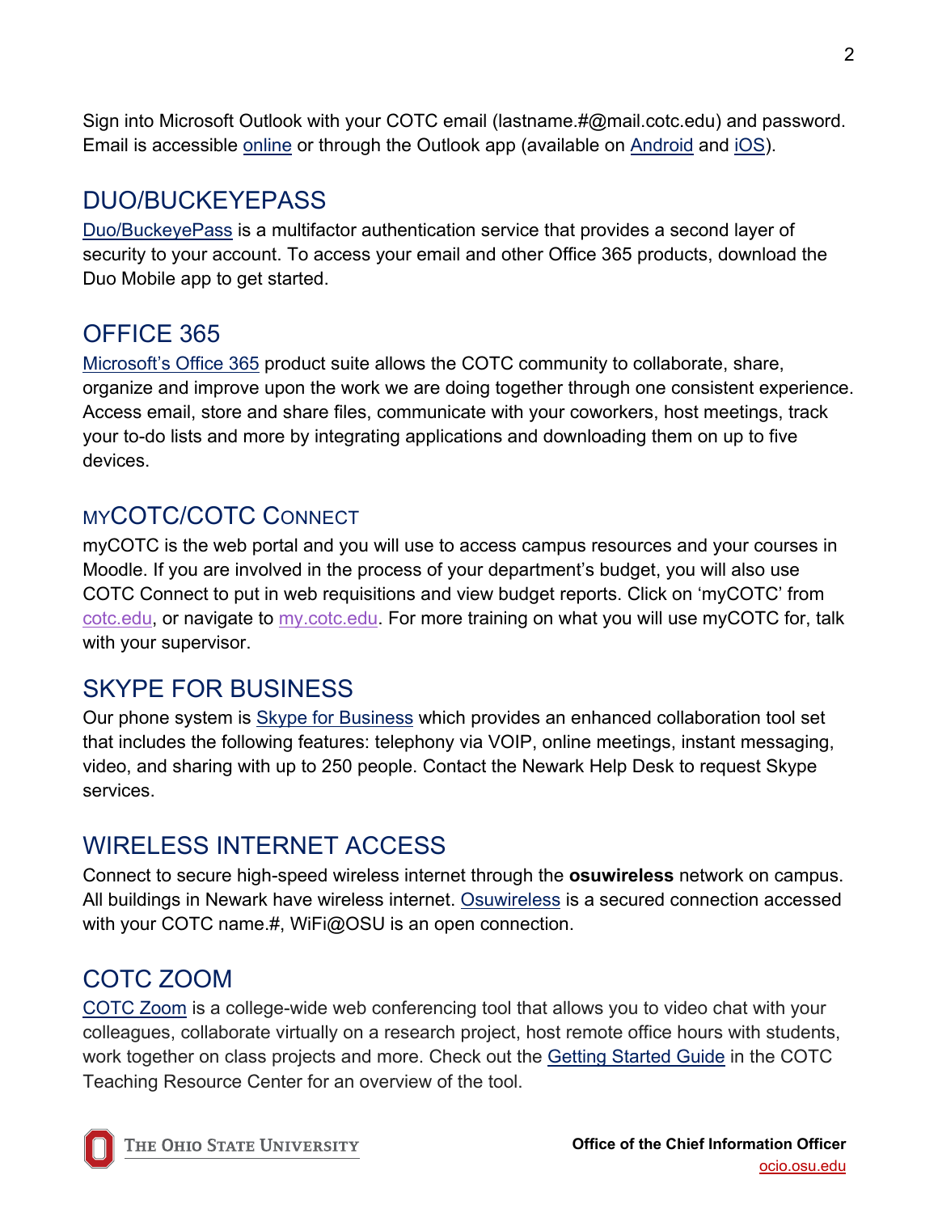Sign into Microsoft Outlook with your COTC email (lastname.#@mail.cotc.edu) and password. Email is accessible online or through the Outlook app (available on Android and iOS).

## DUO/BUCKEYEPASS

Duo/BuckeyePass is a multifactor authentication service that provides a second layer of security to your account. To access your email and other Office 365 products, download the Duo Mobile app to get started.

## OFFICE 365

Microsoft's Office 365 product suite allows the COTC community to collaborate, share, organize and improve upon the work we are doing together through one consistent experience. Access email, store and share files, communicate with your coworkers, host meetings, track your to-do lists and more by integrating applications and downloading them on up to five devices.

## MYCOTC/COTC CONNECT

myCOTC is the web portal and you will use to access campus resources and your courses in Moodle. If you are involved in the process of your department's budget, you will also use COTC Connect to put in web requisitions and view budget reports. Click on 'myCOTC' from cotc.edu, or navigate to my.cotc.edu. For more training on what you will use myCOTC for, talk with your supervisor.

## SKYPE FOR BUSINESS

Our phone system is Skype for Business which provides an enhanced collaboration tool set that includes the following features: telephony via VOIP, online meetings, instant messaging, video, and sharing with up to 250 people. Contact the Newark Help Desk to request Skype services.

## WIRELESS INTERNET ACCESS

Connect to secure high-speed wireless internet through the **osuwireless** network on campus. All buildings in Newark have wireless internet. Osuwireless is a secured connection accessed with your COTC name.#, WiFi@OSU is an open connection.

## COTC ZOOM

COTC Zoom is a college-wide web conferencing tool that allows you to video chat with your colleagues, collaborate virtually on a research project, host remote office hours with students, work together on class projects and more. Check out the Getting Started Guide in the COTC Teaching Resource Center for an overview of the tool.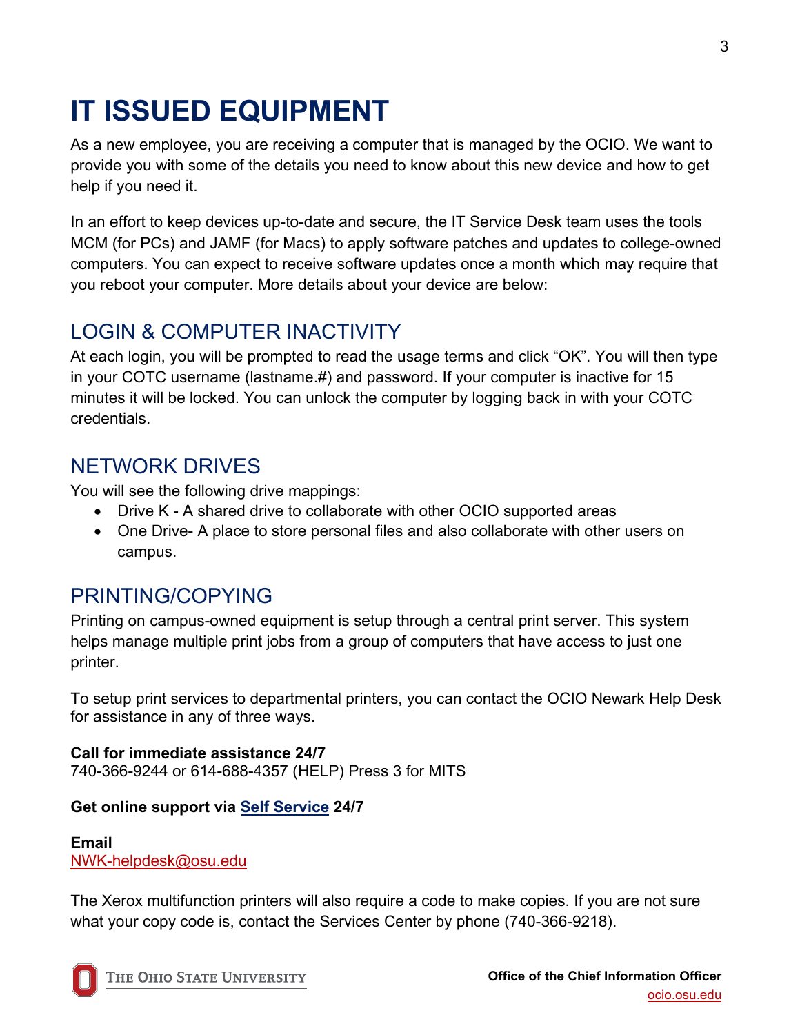# IT ISSUED EQUIPMENT

As a new employee, you are receiving a computer that is managed by the OCIO. We want to provide you with some of the details you need to know about this new device and how to get help if you need it.

In an effort to keep devices up-to-date and secure, the IT Service Desk team uses the tools MCM (for PCs) and JAMF (for Macs) to apply software patches and updates to college-owned computers. You can expect to receive software updates once a month which may require that you reboot your computer. More details about your device are below:

## LOGIN & COMPUTER INACTIVITY

At each login, you will be prompted to read the usage terms and click "OK". You will then type in your COTC username (lastname.#) and password. If your computer is inactive for 15 minutes it will be locked. You can unlock the computer by logging back in with your COTC credentials.

## NETWORK DRIVES

You will see the following drive mappings:

- Drive K - A shared drive to collaborate with other OCIO supported areas
- One Drive- A place to store personal files and also collaborate with other users on campus.

## PRINTING/COPYING

Printing on campus-owned equipment is setup through a central print server. This system helps manage multiple print jobs from a group of computers that have access to just one printer.

To setup print services to departmental printers, you can contact the OCIO Newark Help Desk for assistance in any of three ways.

**Call for immediate assistance 24/7**
740-366-9244 or 614-688-4357 (HELP) Press 3 for MITS

**Get online support via Self Service 24/7**

**Email**
NWK-helpdesk@osu.edu

The Xerox multifunction printers will also require a code to make copies. If you are not sure what your copy code is, contact the Services Center by phone (740-366-9218).

The Ohio State University

**Office of the Chief Information Officer**
ocio.osu.edu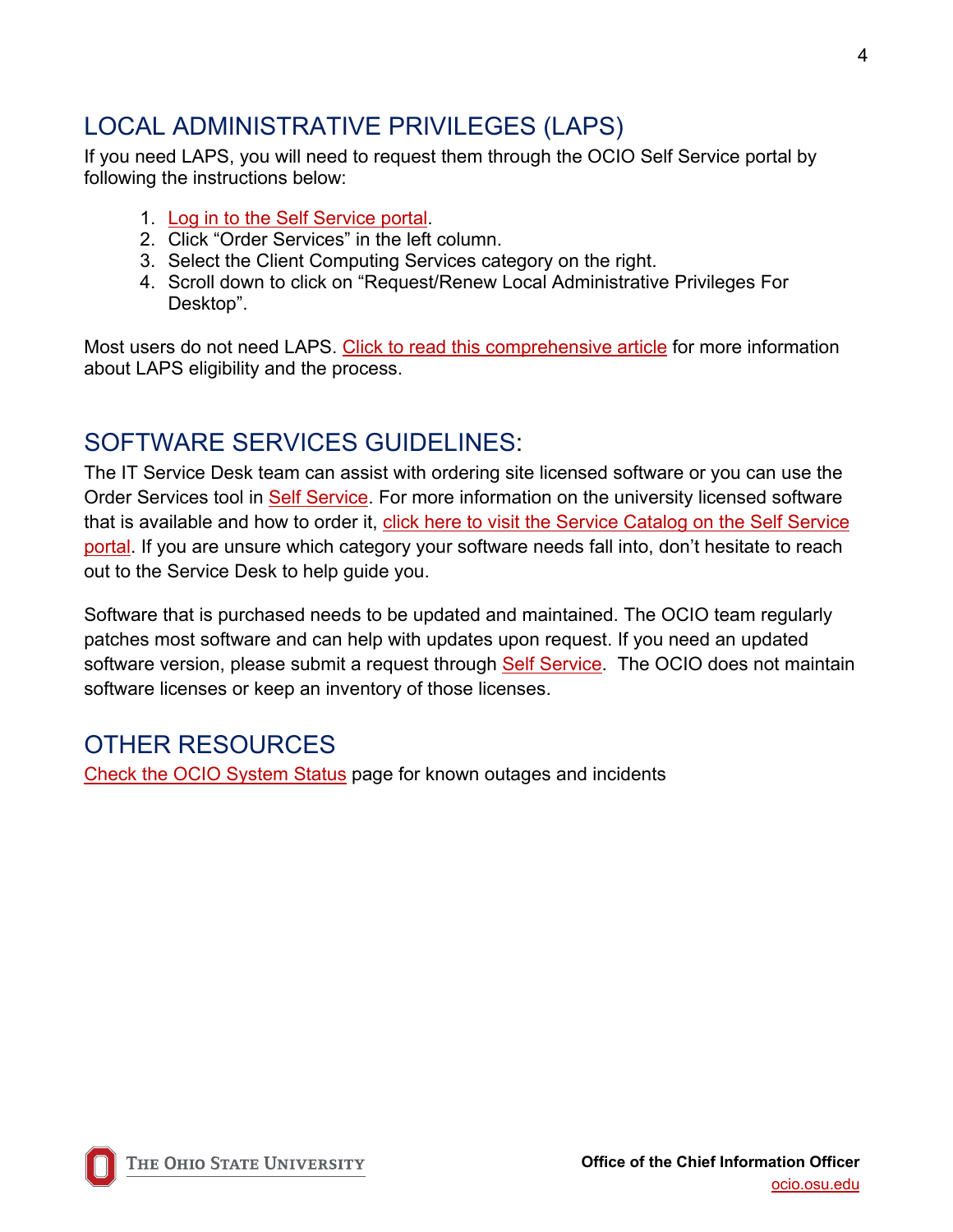## LOCAL ADMINISTRATIVE PRIVILEGES (LAPS)

If you need LAPS, you will need to request them through the OCIO Self Service portal by following the instructions below:

1. Log in to the Self Service portal.
2. Click "Order Services" in the left column.
3. Select the Client Computing Services category on the right.
4. Scroll down to click on "Request/Renew Local Administrative Privileges For Desktop".

Most users do not need LAPS. Click to read this comprehensive article for more information about LAPS eligibility and the process.

## SOFTWARE SERVICES GUIDELINES:

The IT Service Desk team can assist with ordering site licensed software or you can use the Order Services tool in Self Service. For more information on the university licensed software that is available and how to order it, click here to visit the Service Catalog on the Self Service portal. If you are unsure which category your software needs fall into, don't hesitate to reach out to the Service Desk to help guide you.

Software that is purchased needs to be updated and maintained. The OCIO team regularly patches most software and can help with updates upon request. If you need an updated software version, please submit a request through Self Service. The OCIO does not maintain software licenses or keep an inventory of those licenses.

## OTHER RESOURCES

Check the OCIO System Status page for known outages and incidents